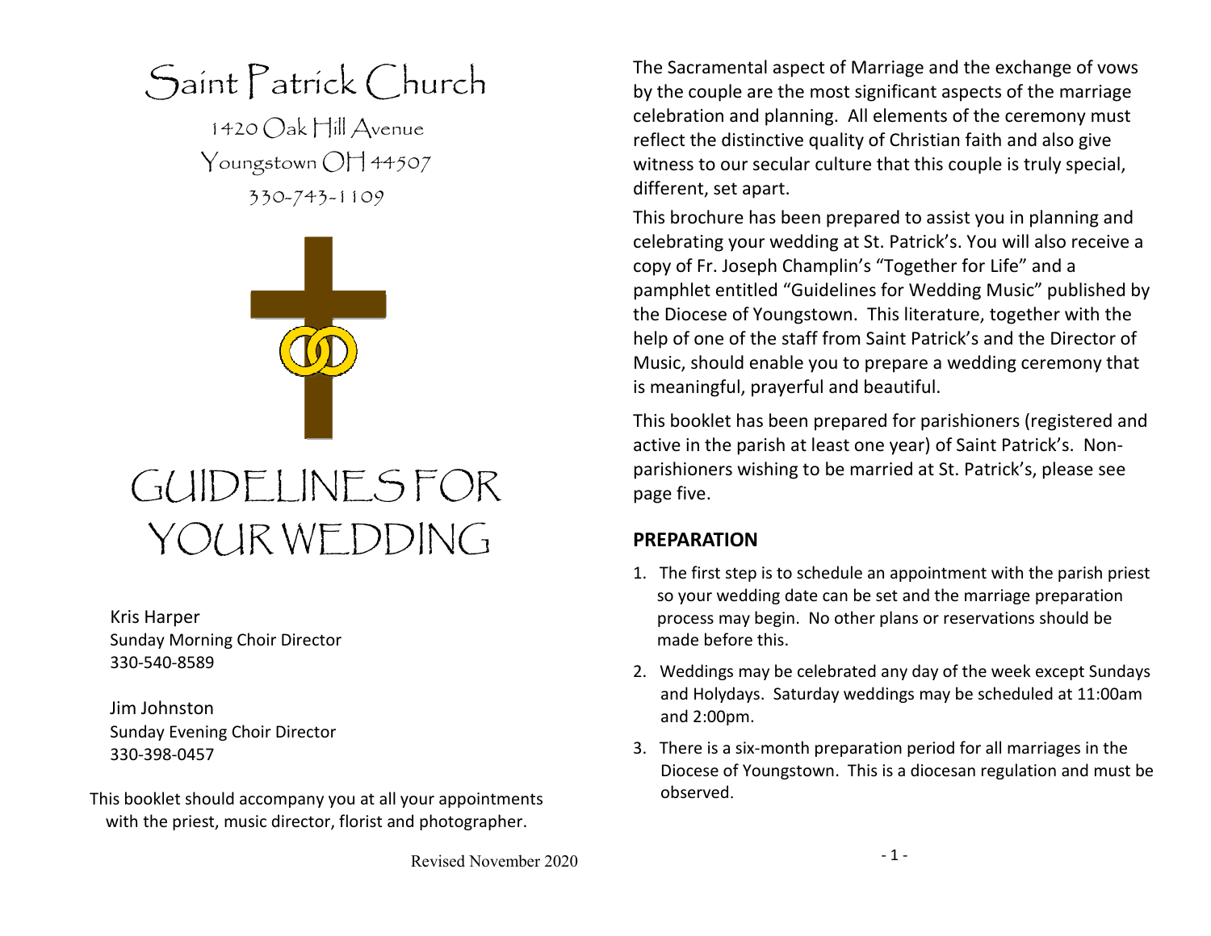# Saint Patrick Church

1420 Oak Hill Avenue
Youngstown OH 44507
330-743-1109

# GUIDELINES FOR YOUR WEDDING

Kris Harper
Sunday Morning Choir Director
330-540-8589

Jim Johnston
Sunday Evening Choir Director
330-398-0457

This booklet should accompany you at all your appointments with the priest, music director, florist and photographer.

Revised November 2020

The Sacramental aspect of Marriage and the exchange of vows by the couple are the most significant aspects of the marriage celebration and planning. All elements of the ceremony must reflect the distinctive quality of Christian faith and also give witness to our secular culture that this couple is truly special, different, set apart.

This brochure has been prepared to assist you in planning and celebrating your wedding at St. Patrick's. You will also receive a copy of Fr. Joseph Champlin's "Together for Life" and a pamphlet entitled "Guidelines for Wedding Music" published by the Diocese of Youngstown. This literature, together with the help of one of the staff from Saint Patrick's and the Director of Music, should enable you to prepare a wedding ceremony that is meaningful, prayerful and beautiful.

This booklet has been prepared for parishioners (registered and active in the parish at least one year) of Saint Patrick's. Non-parishioners wishing to be married at St. Patrick's, please see page five.

## PREPARATION

1. The first step is to schedule an appointment with the parish priest so your wedding date can be set and the marriage preparation process may begin. No other plans or reservations should be made before this.
2. Weddings may be celebrated any day of the week except Sundays and Holydays. Saturday weddings may be scheduled at 11:00am and 2:00pm.
3. There is a six-month preparation period for all marriages in the Diocese of Youngstown. This is a diocesan regulation and must be observed.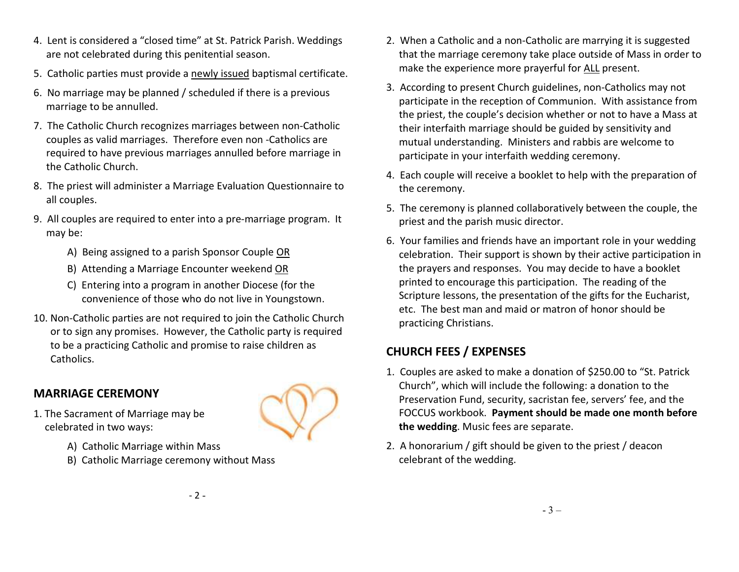4. Lent is considered a "closed time" at St. Patrick Parish. Weddings are not celebrated during this penitential season.
5. Catholic parties must provide a <u>newly issued</u> baptismal certificate.
6. No marriage may be planned / scheduled if there is a previous marriage to be annulled.
7. The Catholic Church recognizes marriages between non-Catholic couples as valid marriages. Therefore even non -Catholics are required to have previous marriages annulled before marriage in the Catholic Church.
8. The priest will administer a Marriage Evaluation Questionnaire to all couples.
9. All couples are required to enter into a pre-marriage program. It may be:
   - A) Being assigned to a parish Sponsor Couple <u>OR</u>
   - B) Attending a Marriage Encounter weekend <u>OR</u>
   - C) Entering into a program in another Diocese (for the convenience of those who do not live in Youngstown.
10. Non-Catholic parties are not required to join the Catholic Church or to sign any promises. However, the Catholic party is required to be a practicing Catholic and promise to raise children as Catholics.

## MARRIAGE CEREMONY

1. The Sacrament of Marriage may be celebrated in two ways:
   - A) Catholic Marriage within Mass
   - B) Catholic Marriage ceremony without Mass
2. When a Catholic and a non-Catholic are marrying it is suggested that the marriage ceremony take place outside of Mass in order to make the experience more prayerful for <u>ALL</u> present.
3. According to present Church guidelines, non-Catholics may not participate in the reception of Communion. With assistance from the priest, the couple's decision whether or not to have a Mass at their interfaith marriage should be guided by sensitivity and mutual understanding. Ministers and rabbis are welcome to participate in your interfaith wedding ceremony.
4. Each couple will receive a booklet to help with the preparation of the ceremony.
5. The ceremony is planned collaboratively between the couple, the priest and the parish music director.
6. Your families and friends have an important role in your wedding celebration. Their support is shown by their active participation in the prayers and responses. You may decide to have a booklet printed to encourage this participation. The reading of the Scripture lessons, the presentation of the gifts for the Eucharist, etc. The best man and maid or matron of honor should be practicing Christians.

## CHURCH FEES / EXPENSES

1. Couples are asked to make a donation of $250.00 to "St. Patrick Church", which will include the following: a donation to the Preservation Fund, security, sacristan fee, servers' fee, and the FOCCUS workbook. **Payment should be made one month before the wedding**. Music fees are separate.
2. A honorarium / gift should be given to the priest / deacon celebrant of the wedding.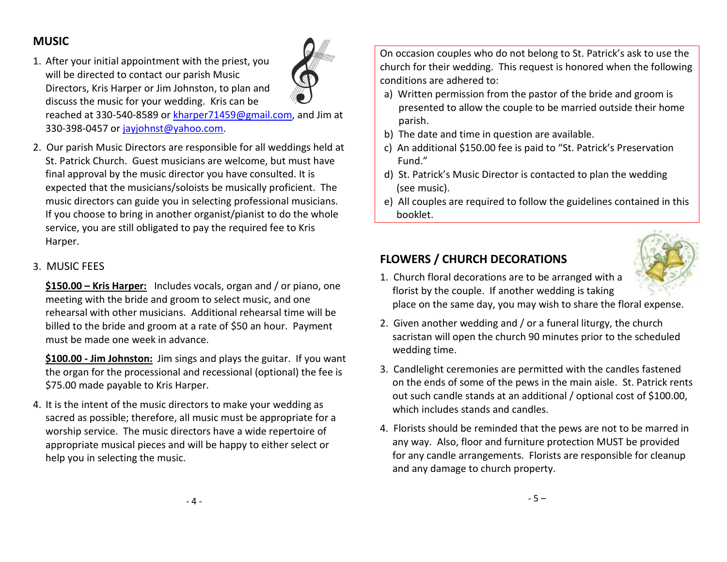## MUSIC

1. After your initial appointment with the priest, you will be directed to contact our parish Music Directors, Kris Harper or Jim Johnston, to plan and discuss the music for your wedding. Kris can be reached at 330-540-8589 or kharper71459@gmail.com, and Jim at 330-398-0457 or jayjohnst@yahoo.com.

2. Our parish Music Directors are responsible for all weddings held at St. Patrick Church. Guest musicians are welcome, but must have final approval by the music director you have consulted. It is expected that the musicians/soloists be musically proficient. The music directors can guide you in selecting professional musicians. If you choose to bring in another organist/pianist to do the whole service, you are still obligated to pay the required fee to Kris Harper.

3. MUSIC FEES

   **<u>$150.00 – Kris Harper:</u>** Includes vocals, organ and / or piano, one meeting with the bride and groom to select music, and one rehearsal with other musicians. Additional rehearsal time will be billed to the bride and groom at a rate of $50 an hour. Payment must be made one week in advance.

   **<u>$100.00 - Jim Johnston:</u>** Jim sings and plays the guitar. If you want the organ for the processional and recessional (optional) the fee is $75.00 made payable to Kris Harper.

4. It is the intent of the music directors to make your wedding as sacred as possible; therefore, all music must be appropriate for a worship service. The music directors have a wide repertoire of appropriate musical pieces and will be happy to either select or help you in selecting the music.

On occasion couples who do not belong to St. Patrick's ask to use the church for their wedding. This request is honored when the following conditions are adhered to:

a) Written permission from the pastor of the bride and groom is presented to allow the couple to be married outside their home parish.
b) The date and time in question are available.
c) An additional $150.00 fee is paid to "St. Patrick's Preservation Fund."
d) St. Patrick's Music Director is contacted to plan the wedding (see music).
e) All couples are required to follow the guidelines contained in this booklet.

## FLOWERS / CHURCH DECORATIONS

1. Church floral decorations are to be arranged with a florist by the couple. If another wedding is taking place on the same day, you may wish to share the floral expense.

2. Given another wedding and / or a funeral liturgy, the church sacristan will open the church 90 minutes prior to the scheduled wedding time.

3. Candlelight ceremonies are permitted with the candles fastened on the ends of some of the pews in the main aisle. St. Patrick rents out such candle stands at an additional / optional cost of $100.00, which includes stands and candles.

4. Florists should be reminded that the pews are not to be marred in any way. Also, floor and furniture protection MUST be provided for any candle arrangements. Florists are responsible for cleanup and any damage to church property.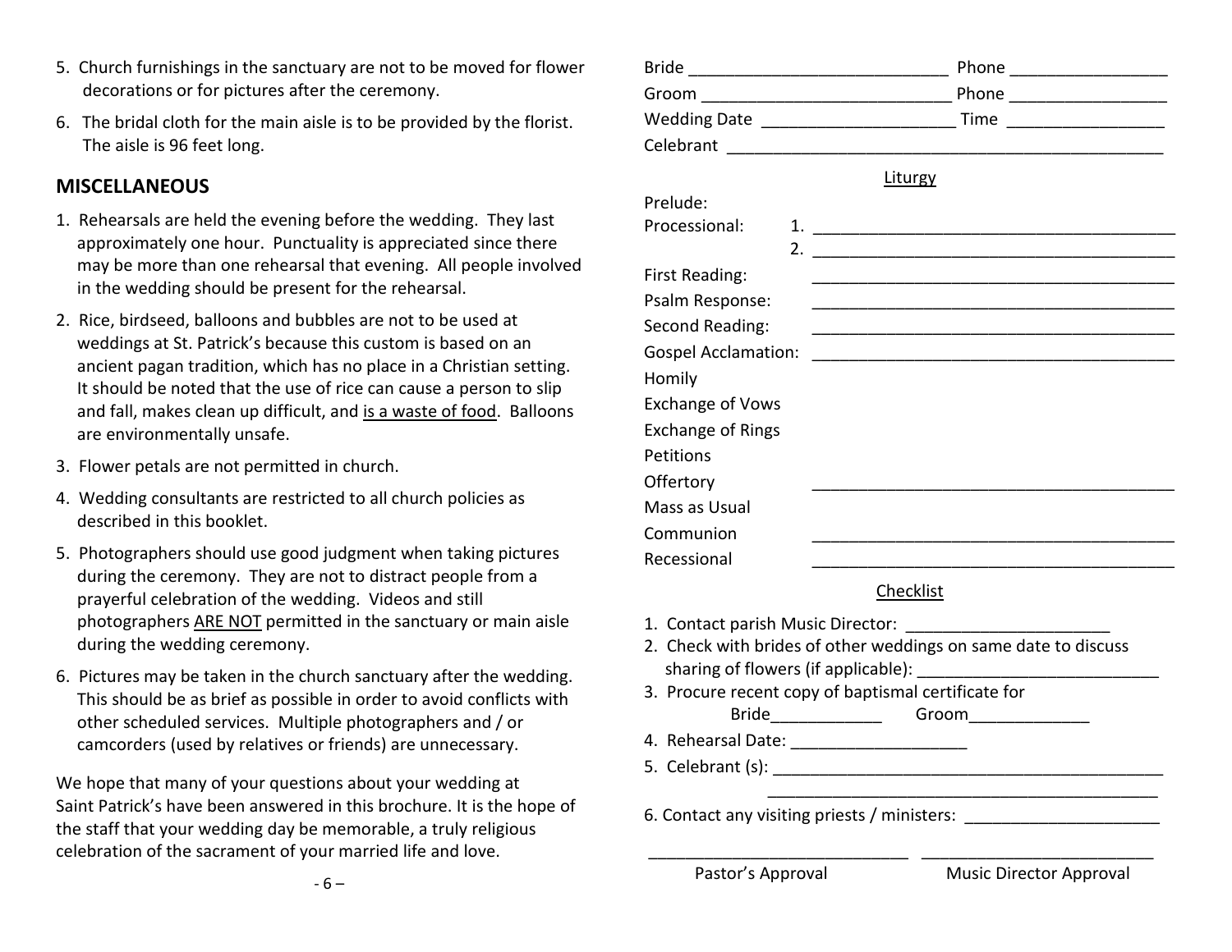5. Church furnishings in the sanctuary are not to be moved for flower decorations or for pictures after the ceremony.
6. The bridal cloth for the main aisle is to be provided by the florist. The aisle is 96 feet long.

## MISCELLANEOUS

1. Rehearsals are held the evening before the wedding. They last approximately one hour. Punctuality is appreciated since there may be more than one rehearsal that evening. All people involved in the wedding should be present for the rehearsal.
2. Rice, birdseed, balloons and bubbles are not to be used at weddings at St. Patrick's because this custom is based on an ancient pagan tradition, which has no place in a Christian setting. It should be noted that the use of rice can cause a person to slip and fall, makes clean up difficult, and <u>is a waste of food</u>. Balloons are environmentally unsafe.
3. Flower petals are not permitted in church.
4. Wedding consultants are restricted to all church policies as described in this booklet.
5. Photographers should use good judgment when taking pictures during the ceremony. They are not to distract people from a prayerful celebration of the wedding. Videos and still photographers <u>ARE NOT</u> permitted in the sanctuary or main aisle during the wedding ceremony.
6. Pictures may be taken in the church sanctuary after the wedding. This should be as brief as possible in order to avoid conflicts with other scheduled services. Multiple photographers and / or camcorders (used by relatives or friends) are unnecessary.

We hope that many of your questions about your wedding at Saint Patrick's have been answered in this brochure. It is the hope of the staff that your wedding day be memorable, a truly religious celebration of the sacrament of your married life and love.

Bride ____________________________ Phone _________________

Groom ___________________________ Phone _________________

Wedding Date _____________________ Time _________________

Celebrant ________________________________________________

<u>Liturgy</u>

Prelude:

Processional: 1. ________________________________________

2. ________________________________________

First Reading: ________________________________________

Psalm Response: ________________________________________

Second Reading: ________________________________________

Gospel Acclamation: ________________________________________

Homily

Exchange of Vows

Exchange of Rings

Petitions

Offertory ________________________________________

Mass as Usual

Communion ________________________________________

Recessional ________________________________________

<u>Checklist</u>

1. Contact parish Music Director: ______________________
2. Check with brides of other weddings on same date to discuss sharing of flowers (if applicable): __________________________
3. Procure recent copy of baptismal certificate for Bride____________ Groom_____________
4. Rehearsal Date: ___________________
5. Celebrant (s): ___________________________________________
   ___________________________________________
6. Contact any visiting priests / ministers: _____________________

____________________________ ________________________

Pastor's Approval Music Director Approval